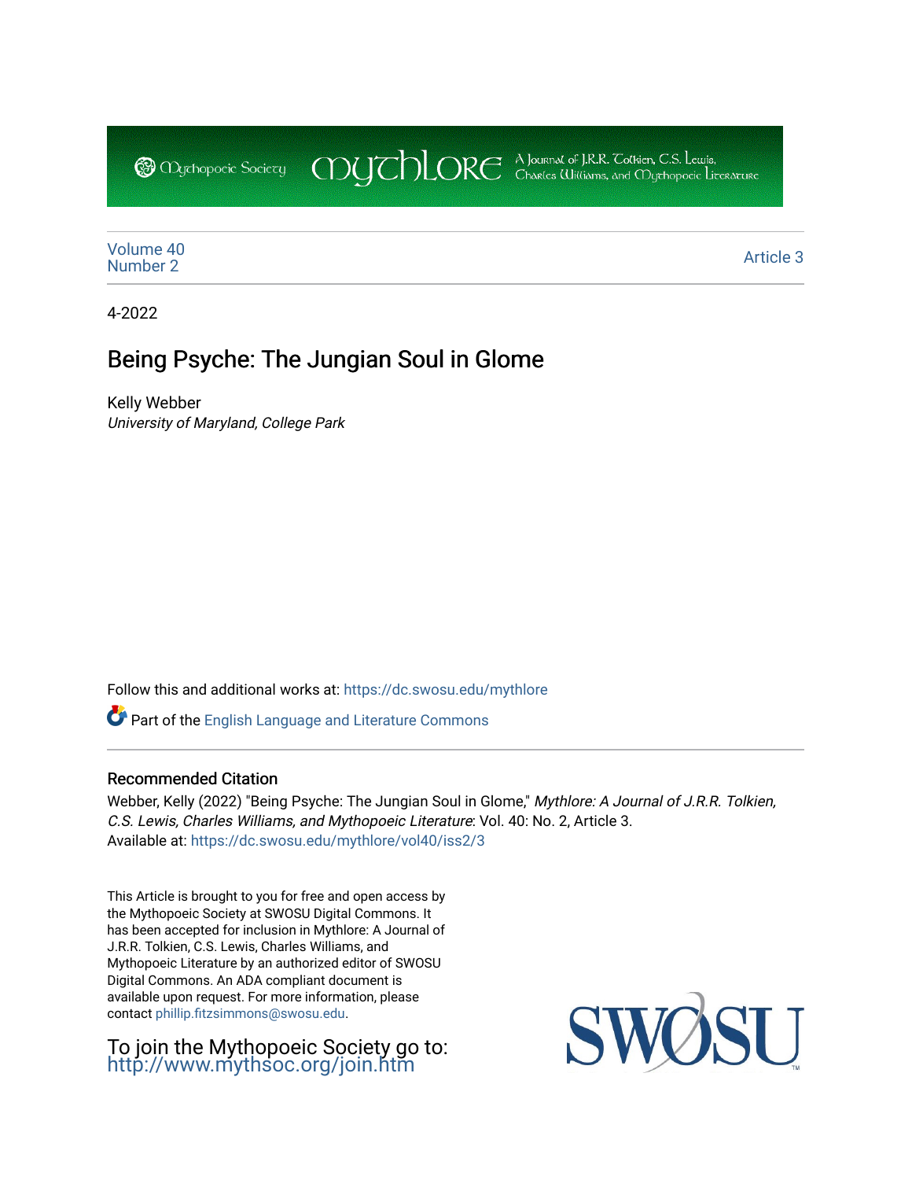Mythopoeic Society Mythlore A Journal of J.R.R. Tolkien, C.S. Lewis, Charles Williams, and Mythopoeic Literature

Volume 40
Number 2

Article 3

4-2022

# Being Psyche: The Jungian Soul in Glome

Kelly Webber
*University of Maryland, College Park*

Follow this and additional works at: https://dc.swosu.edu/mythlore

Part of the English Language and Literature Commons

## Recommended Citation

Webber, Kelly (2022) "Being Psyche: The Jungian Soul in Glome," *Mythlore: A Journal of J.R.R. Tolkien, C.S. Lewis, Charles Williams, and Mythopoeic Literature*: Vol. 40: No. 2, Article 3.
Available at: https://dc.swosu.edu/mythlore/vol40/iss2/3

This Article is brought to you for free and open access by the Mythopoeic Society at SWOSU Digital Commons. It has been accepted for inclusion in Mythlore: A Journal of J.R.R. Tolkien, C.S. Lewis, Charles Williams, and Mythopoeic Literature by an authorized editor of SWOSU Digital Commons. An ADA compliant document is available upon request. For more information, please contact phillip.fitzsimmons@swosu.edu.

To join the Mythopoeic Society go to: http://www.mythsoc.org/join.htm

SWOSU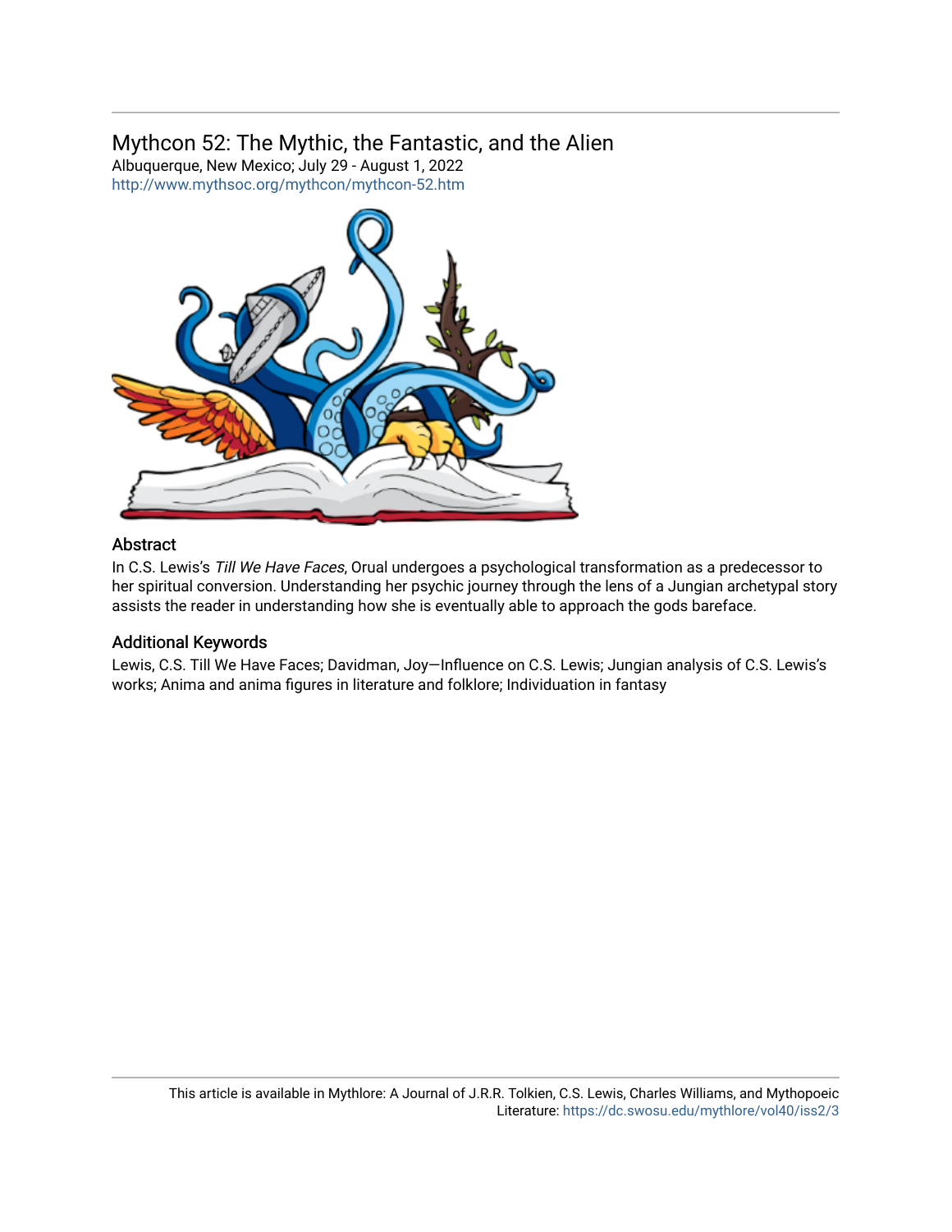## Mythcon 52: The Mythic, the Fantastic, and the Alien

Albuquerque, New Mexico; July 29 - August 1, 2022

http://www.mythsoc.org/mythcon/mythcon-52.htm

### Abstract

In C.S. Lewis's *Till We Have Faces*, Orual undergoes a psychological transformation as a predecessor to her spiritual conversion. Understanding her psychic journey through the lens of a Jungian archetypal story assists the reader in understanding how she is eventually able to approach the gods bareface.

### Additional Keywords

Lewis, C.S. Till We Have Faces; Davidman, Joy—Influence on C.S. Lewis; Jungian analysis of C.S. Lewis's works; Anima and anima figures in literature and folklore; Individuation in fantasy

This article is available in Mythlore: A Journal of J.R.R. Tolkien, C.S. Lewis, Charles Williams, and Mythopoeic Literature: https://dc.swosu.edu/mythlore/vol40/iss2/3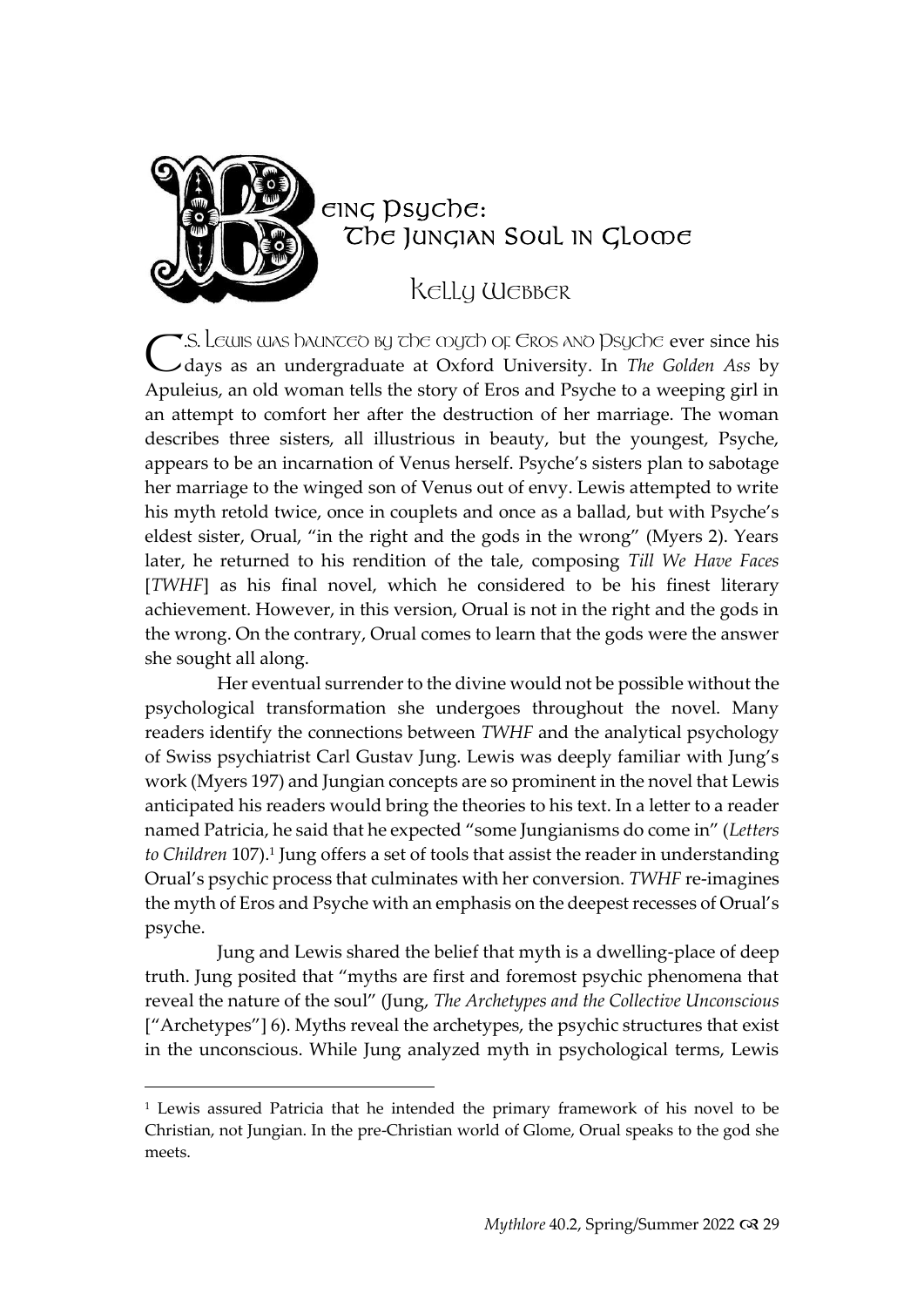# Being Psyche: The Jungian Soul in Glome

## Kelly Webber

C.S. Lewis was haunted by the myth of Eros and Psyche ever since his days as an undergraduate at Oxford University. In *The Golden Ass* by Apuleius, an old woman tells the story of Eros and Psyche to a weeping girl in an attempt to comfort her after the destruction of her marriage. The woman describes three sisters, all illustrious in beauty, but the youngest, Psyche, appears to be an incarnation of Venus herself. Psyche's sisters plan to sabotage her marriage to the winged son of Venus out of envy. Lewis attempted to write his myth retold twice, once in couplets and once as a ballad, but with Psyche's eldest sister, Orual, "in the right and the gods in the wrong" (Myers 2). Years later, he returned to his rendition of the tale, composing *Till We Have Faces* [*TWHF*] as his final novel, which he considered to be his finest literary achievement. However, in this version, Orual is not in the right and the gods in the wrong. On the contrary, Orual comes to learn that the gods were the answer she sought all along.

Her eventual surrender to the divine would not be possible without the psychological transformation she undergoes throughout the novel. Many readers identify the connections between *TWHF* and the analytical psychology of Swiss psychiatrist Carl Gustav Jung. Lewis was deeply familiar with Jung's work (Myers 197) and Jungian concepts are so prominent in the novel that Lewis anticipated his readers would bring the theories to his text. In a letter to a reader named Patricia, he said that he expected "some Jungianisms do come in" (*Letters to Children* 107).[1] Jung offers a set of tools that assist the reader in understanding Orual's psychic process that culminates with her conversion. *TWHF* re-imagines the myth of Eros and Psyche with an emphasis on the deepest recesses of Orual's psyche.

Jung and Lewis shared the belief that myth is a dwelling-place of deep truth. Jung posited that "myths are first and foremost psychic phenomena that reveal the nature of the soul" (Jung, *The Archetypes and the Collective Unconscious* ["Archetypes"] 6). Myths reveal the archetypes, the psychic structures that exist in the unconscious. While Jung analyzed myth in psychological terms, Lewis

---

[1] Lewis assured Patricia that he intended the primary framework of his novel to be Christian, not Jungian. In the pre-Christian world of Glome, Orual speaks to the god she meets.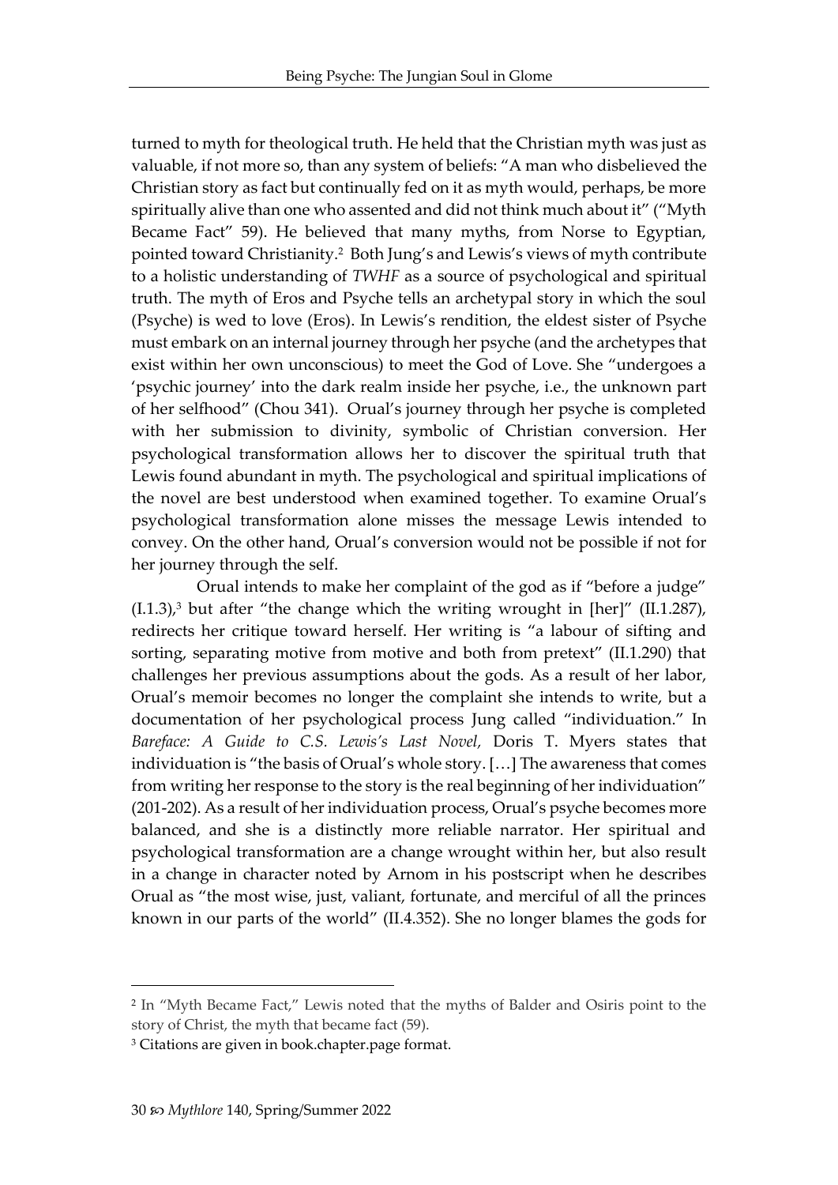turned to myth for theological truth. He held that the Christian myth was just as valuable, if not more so, than any system of beliefs: "A man who disbelieved the Christian story as fact but continually fed on it as myth would, perhaps, be more spiritually alive than one who assented and did not think much about it" ("Myth Became Fact" 59). He believed that many myths, from Norse to Egyptian, pointed toward Christianity.[2] Both Jung's and Lewis's views of myth contribute to a holistic understanding of *TWHF* as a source of psychological and spiritual truth. The myth of Eros and Psyche tells an archetypal story in which the soul (Psyche) is wed to love (Eros). In Lewis's rendition, the eldest sister of Psyche must embark on an internal journey through her psyche (and the archetypes that exist within her own unconscious) to meet the God of Love. She "undergoes a 'psychic journey' into the dark realm inside her psyche, i.e., the unknown part of her selfhood" (Chou 341). Orual's journey through her psyche is completed with her submission to divinity, symbolic of Christian conversion. Her psychological transformation allows her to discover the spiritual truth that Lewis found abundant in myth. The psychological and spiritual implications of the novel are best understood when examined together. To examine Orual's psychological transformation alone misses the message Lewis intended to convey. On the other hand, Orual's conversion would not be possible if not for her journey through the self.

Orual intends to make her complaint of the god as if "before a judge" (I.1.3),[3] but after "the change which the writing wrought in [her]" (II.1.287), redirects her critique toward herself. Her writing is "a labour of sifting and sorting, separating motive from motive and both from pretext" (II.1.290) that challenges her previous assumptions about the gods. As a result of her labor, Orual's memoir becomes no longer the complaint she intends to write, but a documentation of her psychological process Jung called "individuation." In *Bareface: A Guide to C.S. Lewis's Last Novel,* Doris T. Myers states that individuation is "the basis of Orual's whole story. […] The awareness that comes from writing her response to the story is the real beginning of her individuation" (201-202). As a result of her individuation process, Orual's psyche becomes more balanced, and she is a distinctly more reliable narrator. Her spiritual and psychological transformation are a change wrought within her, but also result in a change in character noted by Arnom in his postscript when he describes Orual as "the most wise, just, valiant, fortunate, and merciful of all the princes known in our parts of the world" (II.4.352). She no longer blames the gods for

---

[2] In "Myth Became Fact," Lewis noted that the myths of Balder and Osiris point to the story of Christ, the myth that became fact (59).

[3] Citations are given in book.chapter.page format.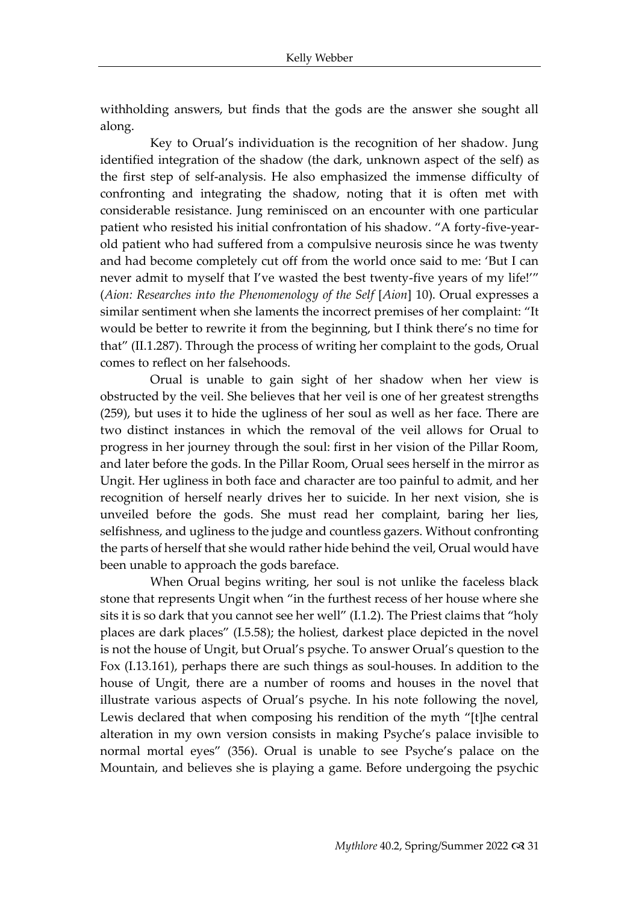withholding answers, but finds that the gods are the answer she sought all along.

Key to Orual's individuation is the recognition of her shadow. Jung identified integration of the shadow (the dark, unknown aspect of the self) as the first step of self-analysis. He also emphasized the immense difficulty of confronting and integrating the shadow, noting that it is often met with considerable resistance. Jung reminisced on an encounter with one particular patient who resisted his initial confrontation of his shadow. "A forty-five-year-old patient who had suffered from a compulsive neurosis since he was twenty and had become completely cut off from the world once said to me: 'But I can never admit to myself that I've wasted the best twenty-five years of my life!'" (*Aion: Researches into the Phenomenology of the Self* [*Aion*] 10). Orual expresses a similar sentiment when she laments the incorrect premises of her complaint: "It would be better to rewrite it from the beginning, but I think there's no time for that" (II.1.287). Through the process of writing her complaint to the gods, Orual comes to reflect on her falsehoods.

Orual is unable to gain sight of her shadow when her view is obstructed by the veil. She believes that her veil is one of her greatest strengths (259), but uses it to hide the ugliness of her soul as well as her face. There are two distinct instances in which the removal of the veil allows for Orual to progress in her journey through the soul: first in her vision of the Pillar Room, and later before the gods. In the Pillar Room, Orual sees herself in the mirror as Ungit. Her ugliness in both face and character are too painful to admit, and her recognition of herself nearly drives her to suicide. In her next vision, she is unveiled before the gods. She must read her complaint, baring her lies, selfishness, and ugliness to the judge and countless gazers. Without confronting the parts of herself that she would rather hide behind the veil, Orual would have been unable to approach the gods bareface.

When Orual begins writing, her soul is not unlike the faceless black stone that represents Ungit when "in the furthest recess of her house where she sits it is so dark that you cannot see her well" (I.1.2). The Priest claims that "holy places are dark places" (I.5.58); the holiest, darkest place depicted in the novel is not the house of Ungit, but Orual's psyche. To answer Orual's question to the Fox (I.13.161), perhaps there are such things as soul-houses. In addition to the house of Ungit, there are a number of rooms and houses in the novel that illustrate various aspects of Orual's psyche. In his note following the novel, Lewis declared that when composing his rendition of the myth "[t]he central alteration in my own version consists in making Psyche's palace invisible to normal mortal eyes" (356). Orual is unable to see Psyche's palace on the Mountain, and believes she is playing a game. Before undergoing the psychic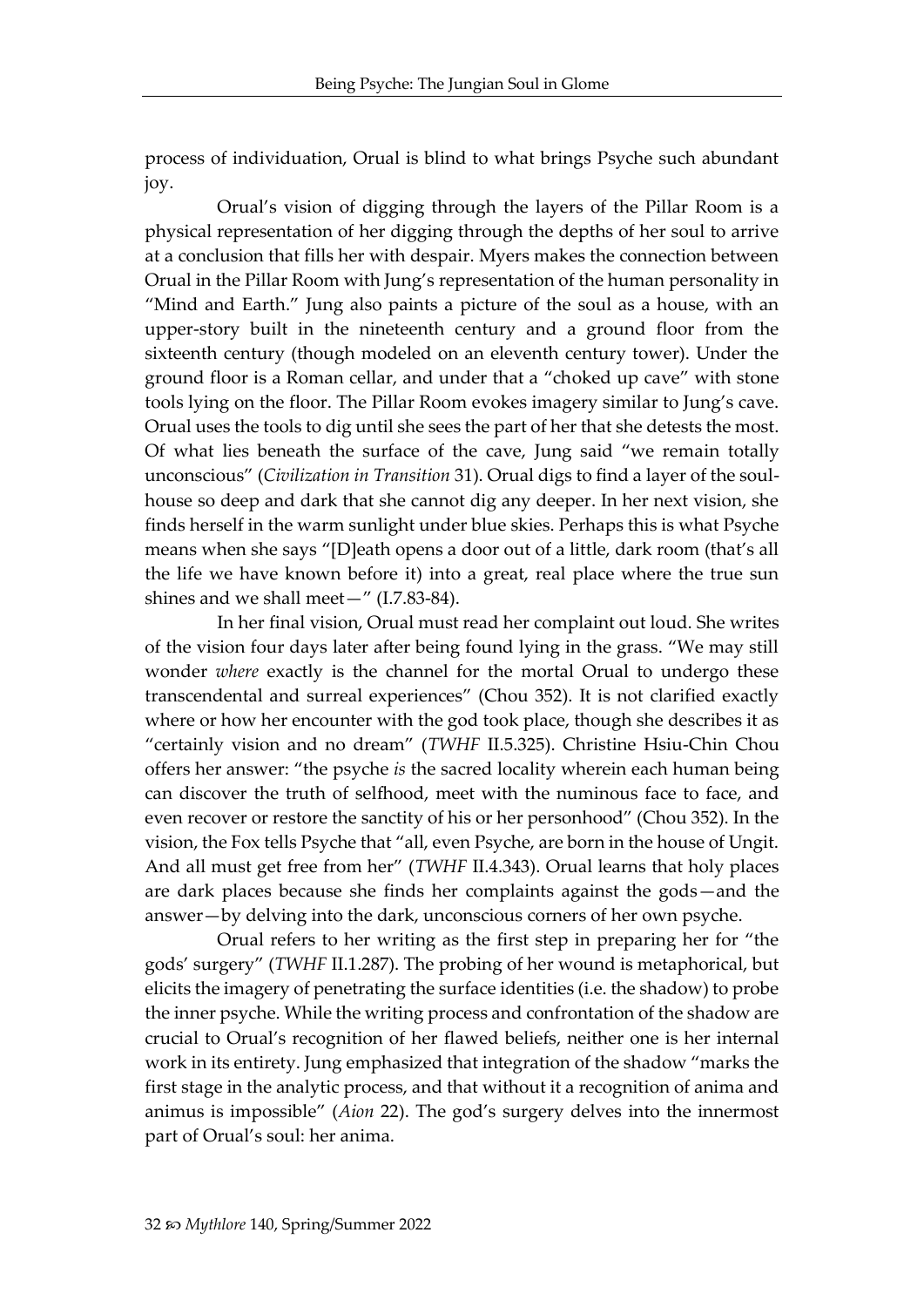process of individuation, Orual is blind to what brings Psyche such abundant joy.

Orual's vision of digging through the layers of the Pillar Room is a physical representation of her digging through the depths of her soul to arrive at a conclusion that fills her with despair. Myers makes the connection between Orual in the Pillar Room with Jung's representation of the human personality in "Mind and Earth." Jung also paints a picture of the soul as a house, with an upper-story built in the nineteenth century and a ground floor from the sixteenth century (though modeled on an eleventh century tower). Under the ground floor is a Roman cellar, and under that a "choked up cave" with stone tools lying on the floor. The Pillar Room evokes imagery similar to Jung's cave. Orual uses the tools to dig until she sees the part of her that she detests the most. Of what lies beneath the surface of the cave, Jung said "we remain totally unconscious" (*Civilization in Transition* 31). Orual digs to find a layer of the soul-house so deep and dark that she cannot dig any deeper. In her next vision, she finds herself in the warm sunlight under blue skies. Perhaps this is what Psyche means when she says "[D]eath opens a door out of a little, dark room (that's all the life we have known before it) into a great, real place where the true sun shines and we shall meet—" (I.7.83-84).

In her final vision, Orual must read her complaint out loud. She writes of the vision four days later after being found lying in the grass. "We may still wonder *where* exactly is the channel for the mortal Orual to undergo these transcendental and surreal experiences" (Chou 352). It is not clarified exactly where or how her encounter with the god took place, though she describes it as "certainly vision and no dream" (*TWHF* II.5.325). Christine Hsiu-Chin Chou offers her answer: "the psyche *is* the sacred locality wherein each human being can discover the truth of selfhood, meet with the numinous face to face, and even recover or restore the sanctity of his or her personhood" (Chou 352). In the vision, the Fox tells Psyche that "all, even Psyche, are born in the house of Ungit. And all must get free from her" (*TWHF* II.4.343). Orual learns that holy places are dark places because she finds her complaints against the gods—and the answer—by delving into the dark, unconscious corners of her own psyche.

Orual refers to her writing as the first step in preparing her for "the gods' surgery" (*TWHF* II.1.287). The probing of her wound is metaphorical, but elicits the imagery of penetrating the surface identities (i.e. the shadow) to probe the inner psyche. While the writing process and confrontation of the shadow are crucial to Orual's recognition of her flawed beliefs, neither one is her internal work in its entirety. Jung emphasized that integration of the shadow "marks the first stage in the analytic process, and that without it a recognition of anima and animus is impossible" (*Aion* 22). The god's surgery delves into the innermost part of Orual's soul: her anima.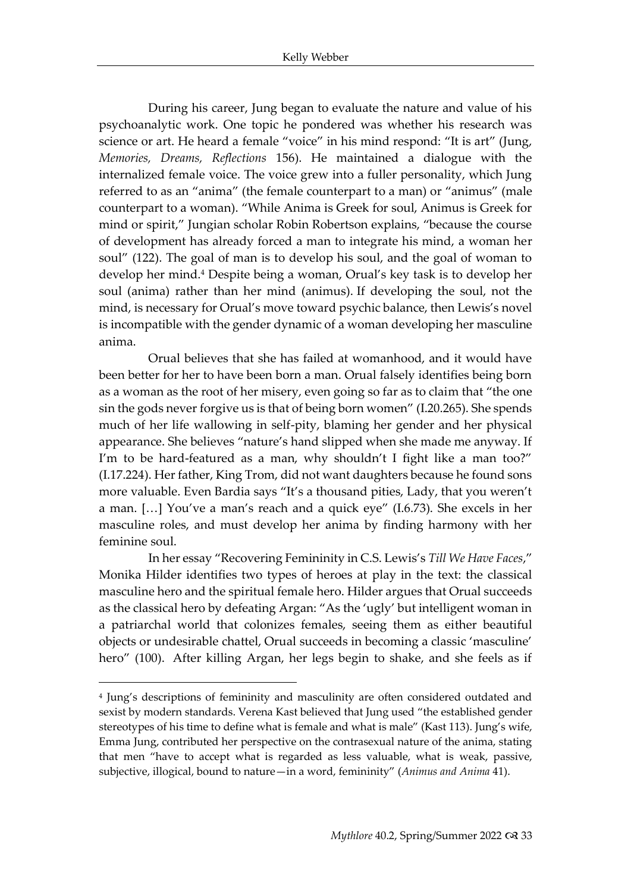During his career, Jung began to evaluate the nature and value of his psychoanalytic work. One topic he pondered was whether his research was science or art. He heard a female "voice" in his mind respond: "It is art" (Jung, *Memories, Dreams, Reflections* 156). He maintained a dialogue with the internalized female voice. The voice grew into a fuller personality, which Jung referred to as an "anima" (the female counterpart to a man) or "animus" (male counterpart to a woman). "While Anima is Greek for soul, Animus is Greek for mind or spirit," Jungian scholar Robin Robertson explains, "because the course of development has already forced a man to integrate his mind, a woman her soul" (122). The goal of man is to develop his soul, and the goal of woman to develop her mind.[4] Despite being a woman, Orual's key task is to develop her soul (anima) rather than her mind (animus). If developing the soul, not the mind, is necessary for Orual's move toward psychic balance, then Lewis's novel is incompatible with the gender dynamic of a woman developing her masculine anima.

Orual believes that she has failed at womanhood, and it would have been better for her to have been born a man. Orual falsely identifies being born as a woman as the root of her misery, even going so far as to claim that "the one sin the gods never forgive us is that of being born women" (I.20.265). She spends much of her life wallowing in self-pity, blaming her gender and her physical appearance. She believes "nature's hand slipped when she made me anyway. If I'm to be hard-featured as a man, why shouldn't I fight like a man too?" (I.17.224). Her father, King Trom, did not want daughters because he found sons more valuable. Even Bardia says "It's a thousand pities, Lady, that you weren't a man. […] You've a man's reach and a quick eye" (I.6.73). She excels in her masculine roles, and must develop her anima by finding harmony with her feminine soul.

In her essay "Recovering Femininity in C.S. Lewis's *Till We Have Faces*," Monika Hilder identifies two types of heroes at play in the text: the classical masculine hero and the spiritual female hero. Hilder argues that Orual succeeds as the classical hero by defeating Argan: "As the 'ugly' but intelligent woman in a patriarchal world that colonizes females, seeing them as either beautiful objects or undesirable chattel, Orual succeeds in becoming a classic 'masculine' hero" (100). After killing Argan, her legs begin to shake, and she feels as if

---

[4] Jung's descriptions of femininity and masculinity are often considered outdated and sexist by modern standards. Verena Kast believed that Jung used "the established gender stereotypes of his time to define what is female and what is male" (Kast 113). Jung's wife, Emma Jung, contributed her perspective on the contrasexual nature of the anima, stating that men "have to accept what is regarded as less valuable, what is weak, passive, subjective, illogical, bound to nature—in a word, femininity" (*Animus and Anima* 41).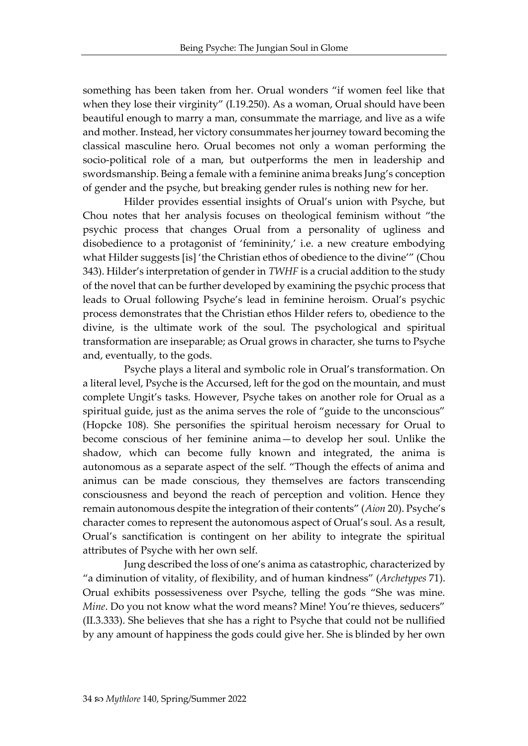something has been taken from her. Orual wonders "if women feel like that when they lose their virginity" (I.19.250). As a woman, Orual should have been beautiful enough to marry a man, consummate the marriage, and live as a wife and mother. Instead, her victory consummates her journey toward becoming the classical masculine hero. Orual becomes not only a woman performing the socio-political role of a man, but outperforms the men in leadership and swordsmanship. Being a female with a feminine anima breaks Jung's conception of gender and the psyche, but breaking gender rules is nothing new for her.

Hilder provides essential insights of Orual's union with Psyche, but Chou notes that her analysis focuses on theological feminism without "the psychic process that changes Orual from a personality of ugliness and disobedience to a protagonist of 'femininity,' i.e. a new creature embodying what Hilder suggests [is] 'the Christian ethos of obedience to the divine'" (Chou 343). Hilder's interpretation of gender in *TWHF* is a crucial addition to the study of the novel that can be further developed by examining the psychic process that leads to Orual following Psyche's lead in feminine heroism. Orual's psychic process demonstrates that the Christian ethos Hilder refers to, obedience to the divine, is the ultimate work of the soul. The psychological and spiritual transformation are inseparable; as Orual grows in character, she turns to Psyche and, eventually, to the gods.

Psyche plays a literal and symbolic role in Orual's transformation. On a literal level, Psyche is the Accursed, left for the god on the mountain, and must complete Ungit's tasks. However, Psyche takes on another role for Orual as a spiritual guide, just as the anima serves the role of "guide to the unconscious" (Hopcke 108). She personifies the spiritual heroism necessary for Orual to become conscious of her feminine anima—to develop her soul. Unlike the shadow, which can become fully known and integrated, the anima is autonomous as a separate aspect of the self. "Though the effects of anima and animus can be made conscious, they themselves are factors transcending consciousness and beyond the reach of perception and volition. Hence they remain autonomous despite the integration of their contents" (*Aion* 20). Psyche's character comes to represent the autonomous aspect of Orual's soul. As a result, Orual's sanctification is contingent on her ability to integrate the spiritual attributes of Psyche with her own self.

Jung described the loss of one's anima as catastrophic, characterized by "a diminution of vitality, of flexibility, and of human kindness" (*Archetypes* 71). Orual exhibits possessiveness over Psyche, telling the gods "She was mine. *Mine*. Do you not know what the word means? Mine! You're thieves, seducers" (II.3.333). She believes that she has a right to Psyche that could not be nullified by any amount of happiness the gods could give her. She is blinded by her own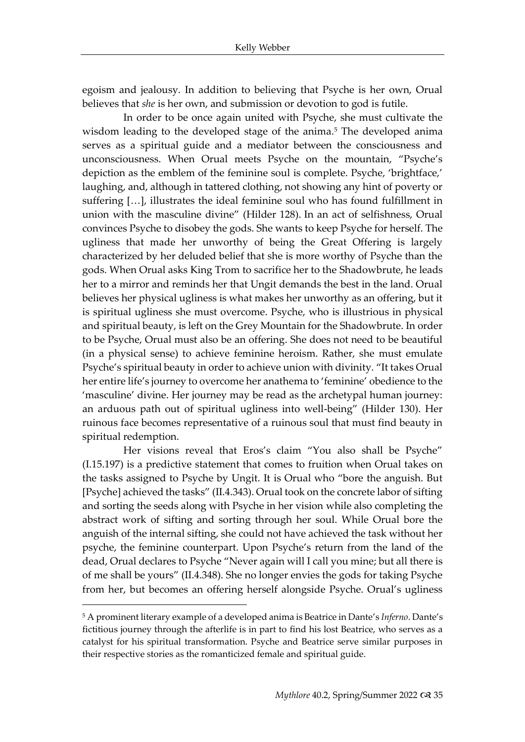egoism and jealousy. In addition to believing that Psyche is her own, Orual believes that *she* is her own, and submission or devotion to god is futile.

In order to be once again united with Psyche, she must cultivate the wisdom leading to the developed stage of the anima.[5] The developed anima serves as a spiritual guide and a mediator between the consciousness and unconsciousness. When Orual meets Psyche on the mountain, "Psyche's depiction as the emblem of the feminine soul is complete. Psyche, 'brightface,' laughing, and, although in tattered clothing, not showing any hint of poverty or suffering […], illustrates the ideal feminine soul who has found fulfillment in union with the masculine divine" (Hilder 128). In an act of selfishness, Orual convinces Psyche to disobey the gods. She wants to keep Psyche for herself. The ugliness that made her unworthy of being the Great Offering is largely characterized by her deluded belief that she is more worthy of Psyche than the gods. When Orual asks King Trom to sacrifice her to the Shadowbrute, he leads her to a mirror and reminds her that Ungit demands the best in the land. Orual believes her physical ugliness is what makes her unworthy as an offering, but it is spiritual ugliness she must overcome. Psyche, who is illustrious in physical and spiritual beauty, is left on the Grey Mountain for the Shadowbrute. In order to be Psyche, Orual must also be an offering. She does not need to be beautiful (in a physical sense) to achieve feminine heroism. Rather, she must emulate Psyche's spiritual beauty in order to achieve union with divinity. "It takes Orual her entire life's journey to overcome her anathema to 'feminine' obedience to the 'masculine' divine. Her journey may be read as the archetypal human journey: an arduous path out of spiritual ugliness into well-being" (Hilder 130). Her ruinous face becomes representative of a ruinous soul that must find beauty in spiritual redemption.

Her visions reveal that Eros's claim "You also shall be Psyche" (I.15.197) is a predictive statement that comes to fruition when Orual takes on the tasks assigned to Psyche by Ungit. It is Orual who "bore the anguish. But [Psyche] achieved the tasks" (II.4.343). Orual took on the concrete labor of sifting and sorting the seeds along with Psyche in her vision while also completing the abstract work of sifting and sorting through her soul. While Orual bore the anguish of the internal sifting, she could not have achieved the task without her psyche, the feminine counterpart. Upon Psyche's return from the land of the dead, Orual declares to Psyche "Never again will I call you mine; but all there is of me shall be yours" (II.4.348). She no longer envies the gods for taking Psyche from her, but becomes an offering herself alongside Psyche. Orual's ugliness

---

[5] A prominent literary example of a developed anima is Beatrice in Dante's *Inferno*. Dante's fictitious journey through the afterlife is in part to find his lost Beatrice, who serves as a catalyst for his spiritual transformation. Psyche and Beatrice serve similar purposes in their respective stories as the romanticized female and spiritual guide.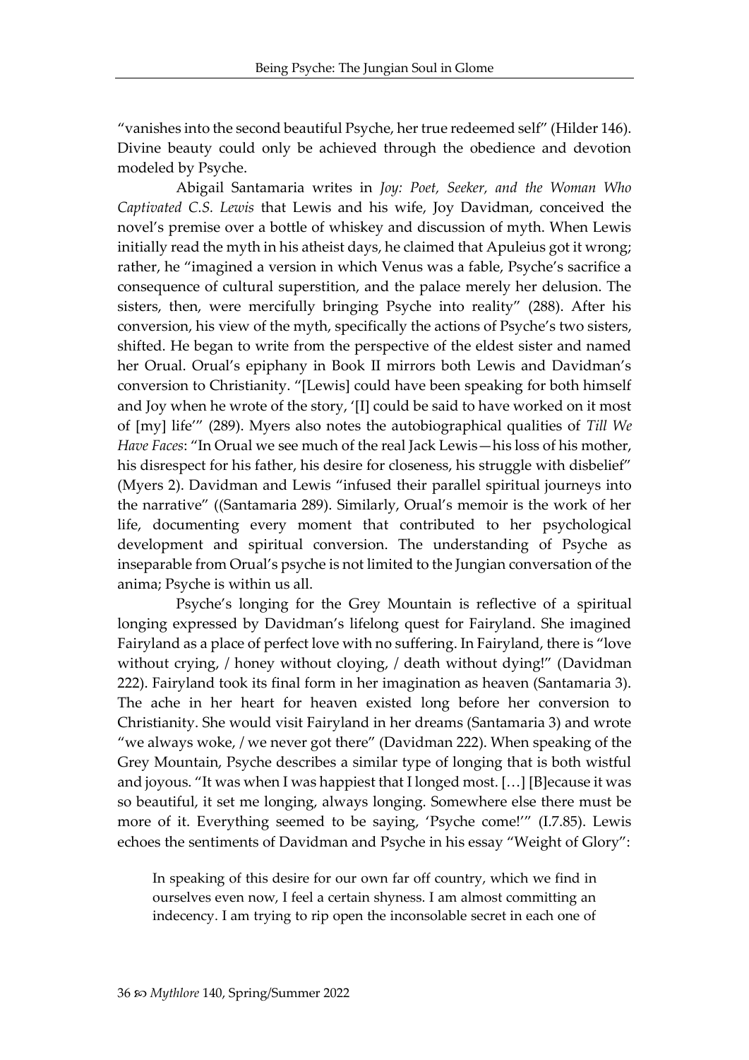"vanishes into the second beautiful Psyche, her true redeemed self" (Hilder 146). Divine beauty could only be achieved through the obedience and devotion modeled by Psyche.

Abigail Santamaria writes in *Joy: Poet, Seeker, and the Woman Who Captivated C.S. Lewis* that Lewis and his wife, Joy Davidman, conceived the novel's premise over a bottle of whiskey and discussion of myth. When Lewis initially read the myth in his atheist days, he claimed that Apuleius got it wrong; rather, he "imagined a version in which Venus was a fable, Psyche's sacrifice a consequence of cultural superstition, and the palace merely her delusion. The sisters, then, were mercifully bringing Psyche into reality" (288). After his conversion, his view of the myth, specifically the actions of Psyche's two sisters, shifted. He began to write from the perspective of the eldest sister and named her Orual. Orual's epiphany in Book II mirrors both Lewis and Davidman's conversion to Christianity. "[Lewis] could have been speaking for both himself and Joy when he wrote of the story, '[I] could be said to have worked on it most of [my] life'" (289). Myers also notes the autobiographical qualities of *Till We Have Faces*: "In Orual we see much of the real Jack Lewis—his loss of his mother, his disrespect for his father, his desire for closeness, his struggle with disbelief" (Myers 2). Davidman and Lewis "infused their parallel spiritual journeys into the narrative" ((Santamaria 289). Similarly, Orual's memoir is the work of her life, documenting every moment that contributed to her psychological development and spiritual conversion. The understanding of Psyche as inseparable from Orual's psyche is not limited to the Jungian conversation of the anima; Psyche is within us all.

Psyche's longing for the Grey Mountain is reflective of a spiritual longing expressed by Davidman's lifelong quest for Fairyland. She imagined Fairyland as a place of perfect love with no suffering. In Fairyland, there is "love without crying, / honey without cloying, / death without dying!" (Davidman 222). Fairyland took its final form in her imagination as heaven (Santamaria 3). The ache in her heart for heaven existed long before her conversion to Christianity. She would visit Fairyland in her dreams (Santamaria 3) and wrote "we always woke, / we never got there" (Davidman 222). When speaking of the Grey Mountain, Psyche describes a similar type of longing that is both wistful and joyous. "It was when I was happiest that I longed most. […] [B]ecause it was so beautiful, it set me longing, always longing. Somewhere else there must be more of it. Everything seemed to be saying, 'Psyche come!'" (I.7.85). Lewis echoes the sentiments of Davidman and Psyche in his essay "Weight of Glory":

> In speaking of this desire for our own far off country, which we find in ourselves even now, I feel a certain shyness. I am almost committing an indecency. I am trying to rip open the inconsolable secret in each one of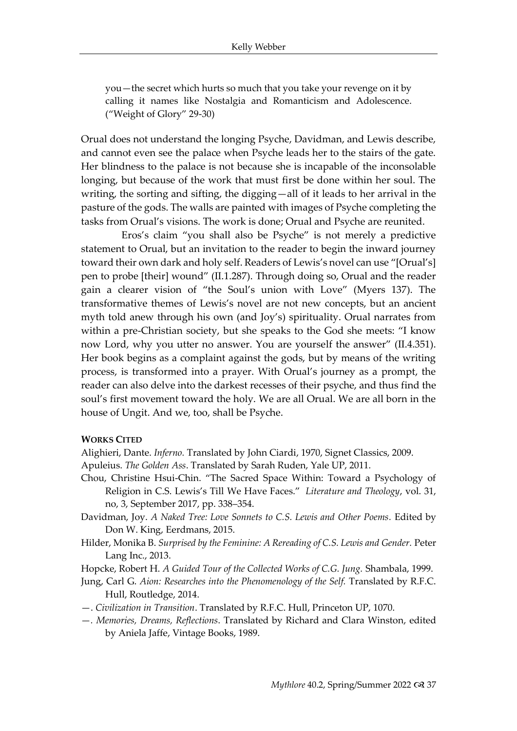you—the secret which hurts so much that you take your revenge on it by calling it names like Nostalgia and Romanticism and Adolescence. ("Weight of Glory" 29-30)

Orual does not understand the longing Psyche, Davidman, and Lewis describe, and cannot even see the palace when Psyche leads her to the stairs of the gate. Her blindness to the palace is not because she is incapable of the inconsolable longing, but because of the work that must first be done within her soul. The writing, the sorting and sifting, the digging—all of it leads to her arrival in the pasture of the gods. The walls are painted with images of Psyche completing the tasks from Orual's visions. The work is done; Orual and Psyche are reunited.

Eros's claim "you shall also be Psyche" is not merely a predictive statement to Orual, but an invitation to the reader to begin the inward journey toward their own dark and holy self. Readers of Lewis's novel can use "[Orual's] pen to probe [their] wound" (II.1.287). Through doing so, Orual and the reader gain a clearer vision of "the Soul's union with Love" (Myers 137). The transformative themes of Lewis's novel are not new concepts, but an ancient myth told anew through his own (and Joy's) spirituality. Orual narrates from within a pre-Christian society, but she speaks to the God she meets: "I know now Lord, why you utter no answer. You are yourself the answer" (II.4.351). Her book begins as a complaint against the gods, but by means of the writing process, is transformed into a prayer. With Orual's journey as a prompt, the reader can also delve into the darkest recesses of their psyche, and thus find the soul's first movement toward the holy. We are all Orual. We are all born in the house of Ungit. And we, too, shall be Psyche.

**WORKS CITED**

Alighieri, Dante. *Inferno.* Translated by John Ciardi, 1970, Signet Classics, 2009.

Apuleius. *The Golden Ass*. Translated by Sarah Ruden, Yale UP, 2011.

Chou, Christine Hsui-Chin. "The Sacred Space Within: Toward a Psychology of Religion in C.S. Lewis's Till We Have Faces." *Literature and Theology*, vol. 31, no, 3, September 2017, pp. 338–354.

Davidman, Joy. *A Naked Tree: Love Sonnets to C.S. Lewis and Other Poems*. Edited by Don W. King, Eerdmans, 2015.

Hilder, Monika B. *Surprised by the Feminine: A Rereading of C.S. Lewis and Gender.* Peter Lang Inc., 2013.

Hopcke, Robert H. *A Guided Tour of the Collected Works of C.G. Jung.* Shambala, 1999.

Jung, Carl G. *Aion: Researches into the Phenomenology of the Self.* Translated by R.F.C. Hull, Routledge, 2014.

—. *Civilization in Transition*. Translated by R.F.C. Hull, Princeton UP, 1070.

—. *Memories, Dreams, Reflections*. Translated by Richard and Clara Winston, edited by Aniela Jaffe, Vintage Books, 1989.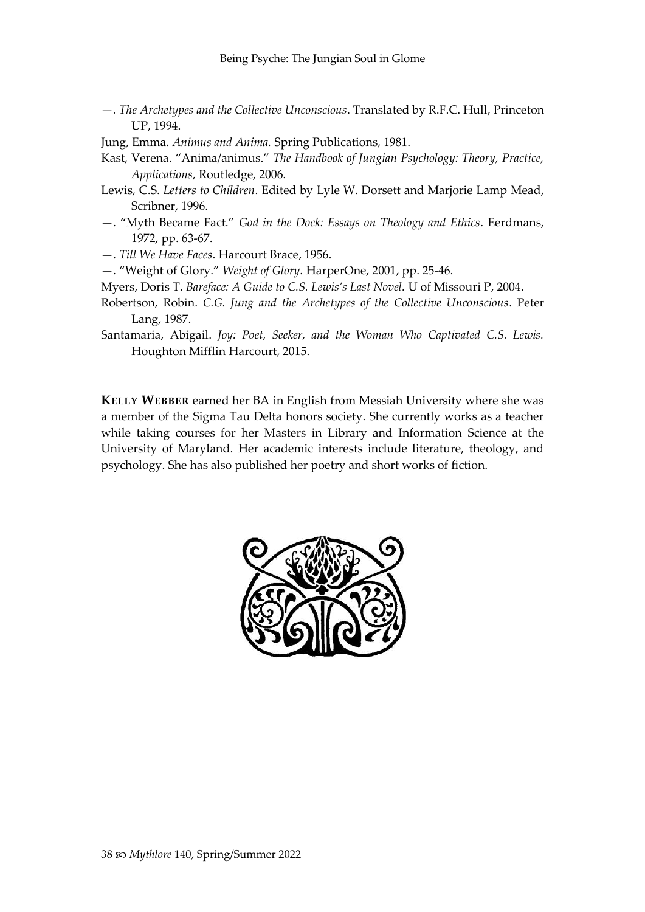—. *The Archetypes and the Collective Unconscious*. Translated by R.F.C. Hull, Princeton UP, 1994.

Jung, Emma. *Animus and Anima.* Spring Publications, 1981.

Kast, Verena. "Anima/animus." *The Handbook of Jungian Psychology: Theory, Practice, Applications*, Routledge, 2006.

Lewis, C.S. *Letters to Children*. Edited by Lyle W. Dorsett and Marjorie Lamp Mead, Scribner, 1996.

—. "Myth Became Fact." *God in the Dock: Essays on Theology and Ethics*. Eerdmans, 1972, pp. 63-67.

—. *Till We Have Faces*. Harcourt Brace, 1956.

—. "Weight of Glory." *Weight of Glory.* HarperOne, 2001, pp. 25-46.

Myers, Doris T. *Bareface: A Guide to C.S. Lewis's Last Novel.* U of Missouri P, 2004.

Robertson, Robin. *C.G. Jung and the Archetypes of the Collective Unconscious*. Peter Lang, 1987.

Santamaria, Abigail. *Joy: Poet, Seeker, and the Woman Who Captivated C.S. Lewis.* Houghton Mifflin Harcourt, 2015.

**KELLY WEBBER** earned her BA in English from Messiah University where she was a member of the Sigma Tau Delta honors society. She currently works as a teacher while taking courses for her Masters in Library and Information Science at the University of Maryland. Her academic interests include literature, theology, and psychology. She has also published her poetry and short works of fiction.